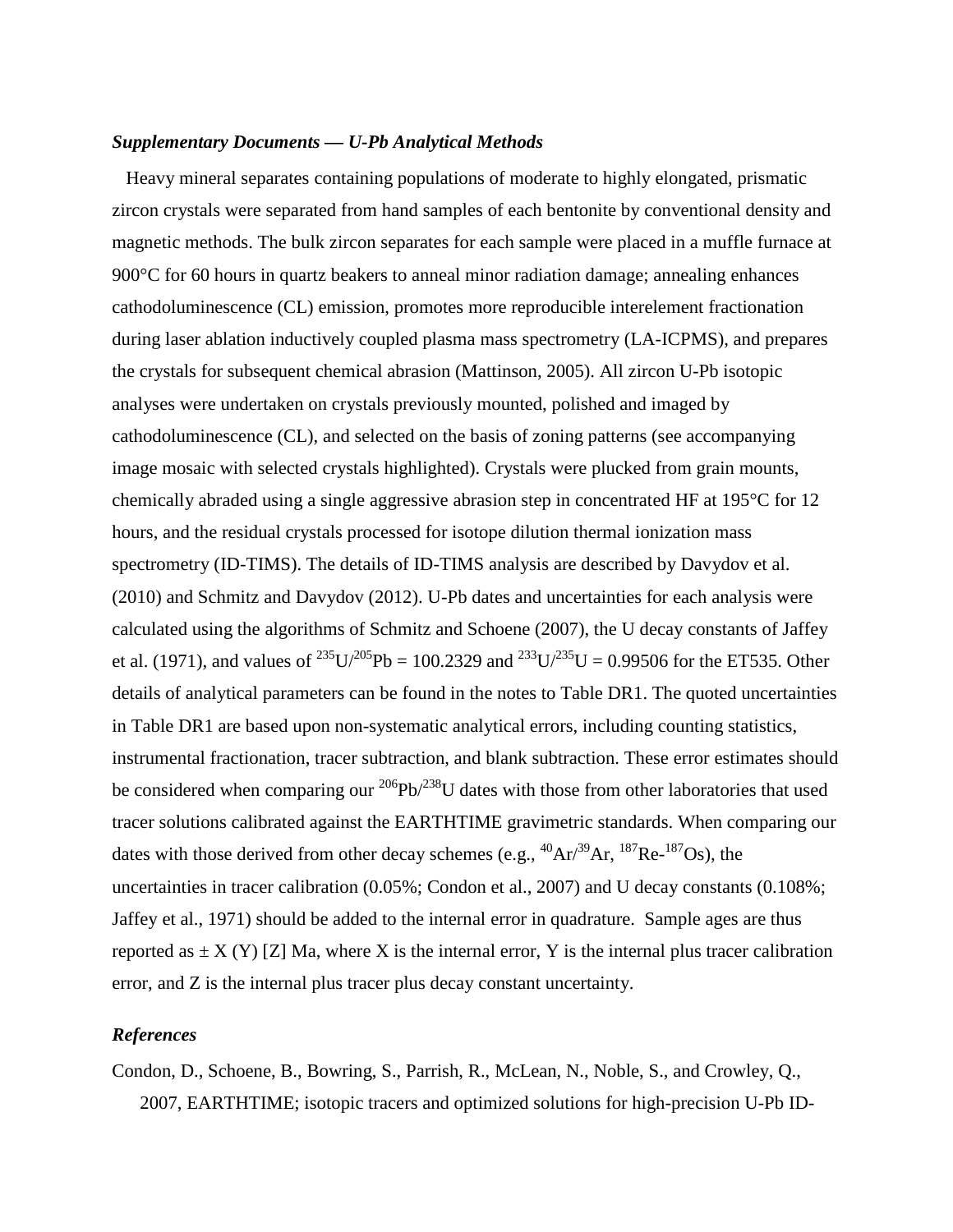### *Supplementary Documents — U-Pb Analytical Methods*

Heavy mineral separates containing populations of moderate to highly elongated, prismatic zircon crystals were separated from hand samples of each bentonite by conventional density and magnetic methods. The bulk zircon separates for each sample were placed in a muffle furnace at 900°C for 60 hours in quartz beakers to anneal minor radiation damage; annealing enhances cathodoluminescence (CL) emission, promotes more reproducible interelement fractionation during laser ablation inductively coupled plasma mass spectrometry (LA-ICPMS), and prepares the crystals for subsequent chemical abrasion (Mattinson, 2005). All zircon U-Pb isotopic analyses were undertaken on crystals previously mounted, polished and imaged by cathodoluminescence (CL), and selected on the basis of zoning patterns (see accompanying image mosaic with selected crystals highlighted). Crystals were plucked from grain mounts, chemically abraded using a single aggressive abrasion step in concentrated HF at 195°C for 12 hours, and the residual crystals processed for isotope dilution thermal ionization mass spectrometry (ID-TIMS). The details of ID-TIMS analysis are described by Davydov et al. (2010) and Schmitz and Davydov (2012). U-Pb dates and uncertainties for each analysis were calculated using the algorithms of Schmitz and Schoene (2007), the U decay constants of Jaffey et al. (1971), and values of $^{235}U/^{205}Pb = 100.2329$ and $^{233}U/^{235}U = 0.99506$ for the ET535. Other details of analytical parameters can be found in the notes to Table DR1. The quoted uncertainties in Table DR1 are based upon non-systematic analytical errors, including counting statistics, instrumental fractionation, tracer subtraction, and blank subtraction. These error estimates should be considered when comparing our $^{206}Pb/^{238}U$ dates with those from other laboratories that used tracer solutions calibrated against the EARTHTIME gravimetric standards. When comparing our dates with those derived from other decay schemes (e.g., $^{40}Ar/^{39}Ar$, $^{187}Re$-$^{187}Os$), the uncertainties in tracer calibration (0.05%; Condon et al., 2007) and U decay constants (0.108%; Jaffey et al., 1971) should be added to the internal error in quadrature. Sample ages are thus reported as ± X (Y) [Z] Ma, where X is the internal error, Y is the internal plus tracer calibration error, and Z is the internal plus tracer plus decay constant uncertainty.

### *References*

Condon, D., Schoene, B., Bowring, S., Parrish, R., McLean, N., Noble, S., and Crowley, Q., 2007, EARTHTIME; isotopic tracers and optimized solutions for high-precision U-Pb ID-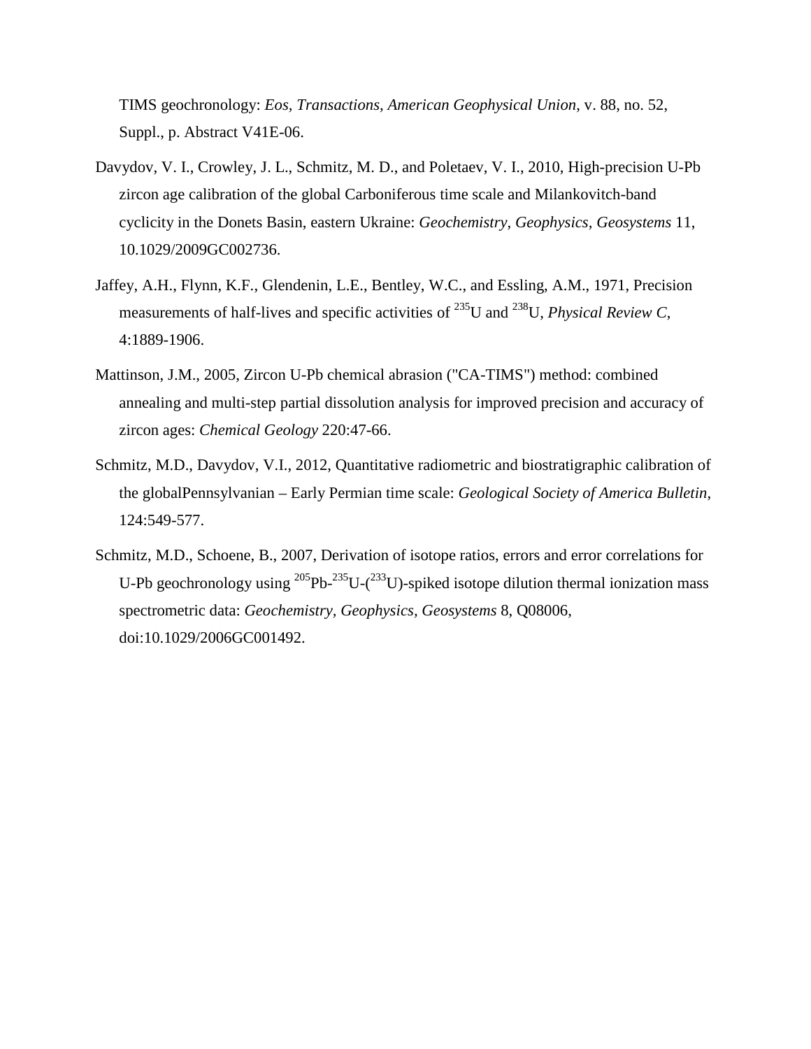TIMS geochronology: *Eos, Transactions, American Geophysical Union*, v. 88, no. 52, Suppl., p. Abstract V41E-06.

Davydov, V. I., Crowley, J. L., Schmitz, M. D., and Poletaev, V. I., 2010, High-precision U-Pb zircon age calibration of the global Carboniferous time scale and Milankovitch-band cyclicity in the Donets Basin, eastern Ukraine: *Geochemistry, Geophysics, Geosystems* 11, 10.1029/2009GC002736.

Jaffey, A.H., Flynn, K.F., Glendenin, L.E., Bentley, W.C., and Essling, A.M., 1971, Precision measurements of half-lives and specific activities of $^{235}$U and $^{238}$U, *Physical Review C*, 4:1889-1906.

Mattinson, J.M., 2005, Zircon U-Pb chemical abrasion ("CA-TIMS") method: combined annealing and multi-step partial dissolution analysis for improved precision and accuracy of zircon ages: *Chemical Geology* 220:47-66.

Schmitz, M.D., Davydov, V.I., 2012, Quantitative radiometric and biostratigraphic calibration of the globalPennsylvanian – Early Permian time scale: *Geological Society of America Bulletin*, 124:549-577.

Schmitz, M.D., Schoene, B., 2007, Derivation of isotope ratios, errors and error correlations for U-Pb geochronology using $^{205}$Pb-$^{235}$U-($^{233}$U)-spiked isotope dilution thermal ionization mass spectrometric data: *Geochemistry, Geophysics, Geosystems* 8, Q08006, doi:10.1029/2006GC001492.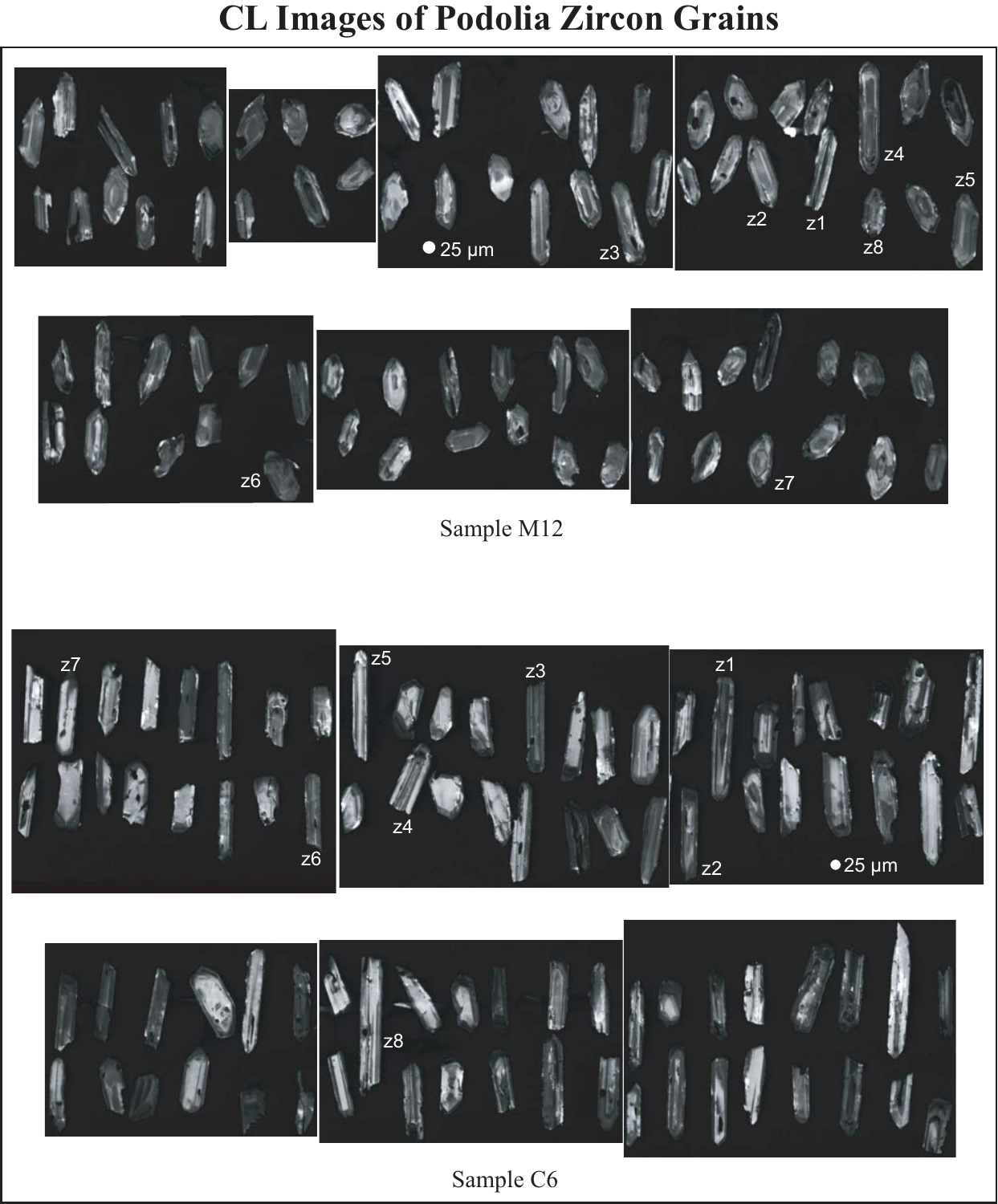# CL Images of Podolia Zircon Grains

Sample M12

Sample C6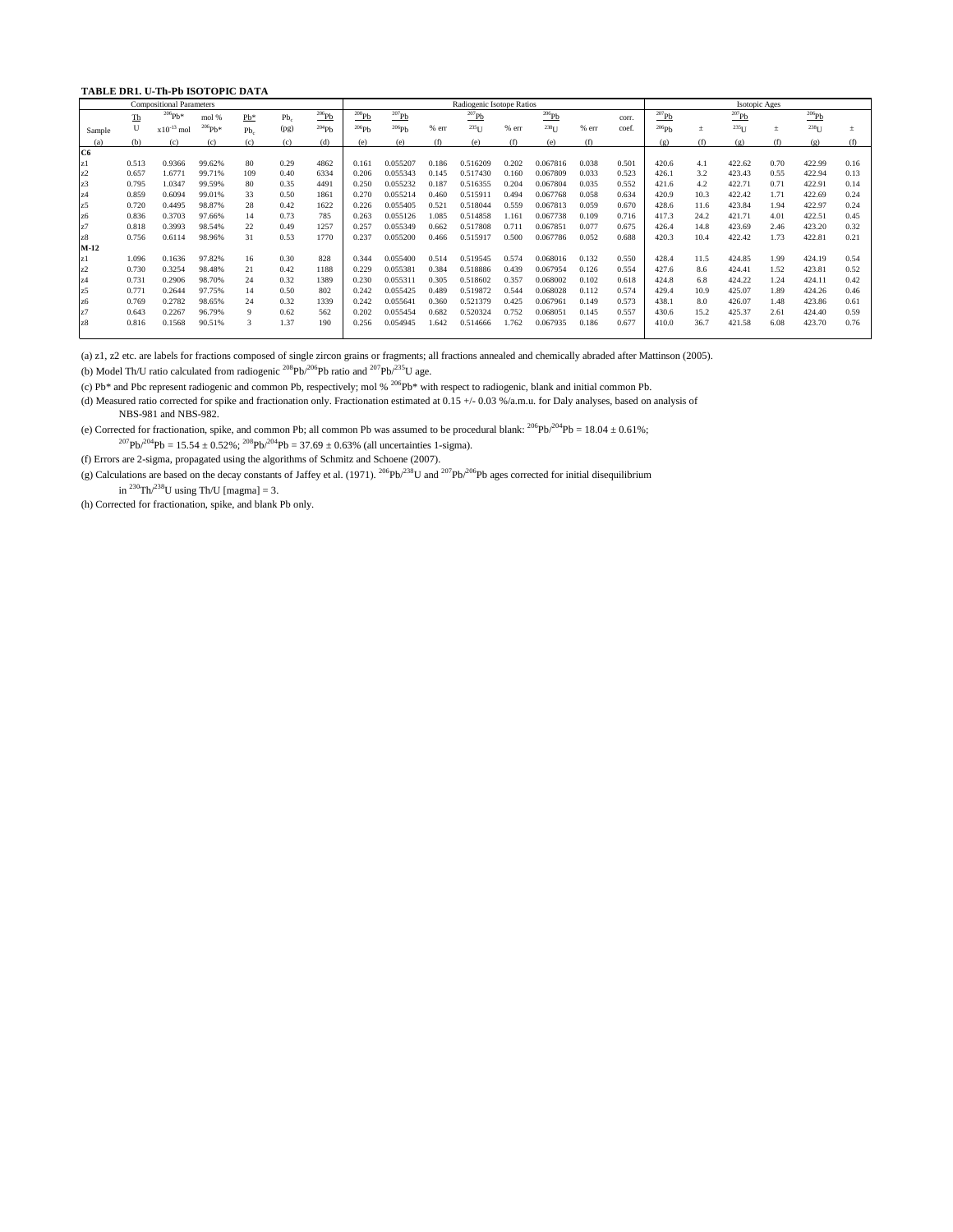**TABLE DR1. U-Th-Pb ISOTOPIC DATA**

| Compositional Parameters | | | | | | | Radiogenic Isotope Ratios | | | | | | | | | Isotopic Ages | | | | | |
|---|---|---|---|---|---|---|---|---|---|---|---|---|---|---|---|---|---|---|---|---|---|
| Sample | $\frac{Th}{U}$ | $^{206}Pb^*$ $x10^{-13}$ mol | mol % $^{206}Pb^*$ | $\frac{Pb^*}{Pb_c}$ | $Pb_c$ (pg) | $\frac{^{206}Pb}{^{204}Pb}$ | $\frac{^{208}Pb}{^{206}Pb}$ | $\frac{^{207}Pb}{^{206}Pb}$ | % err | $\frac{^{207}Pb}{^{235}U}$ | % err | $\frac{^{206}Pb}{^{238}U}$ | % err | corr. coef. | $\frac{^{207}Pb}{^{206}Pb}$ | ± | $\frac{^{207}Pb}{^{235}U}$ | ± | $\frac{^{206}Pb}{^{238}U}$ | ± |
| (a) | (b) | (c) | (c) | (c) | (c) | (d) | (e) | (e) | (f) | (e) | (f) | (e) | (f) | | (g) | (f) | (g) | (f) | (g) | (f) |
| **C6** | | | | | | | | | | | | | | | | | | | | |
| z1 | 0.513 | 0.9366 | 99.62% | 80 | 0.29 | 4862 | 0.161 | 0.055207 | 0.186 | 0.516209 | 0.202 | 0.067816 | 0.038 | 0.501 | 420.6 | 4.1 | 422.62 | 0.70 | 422.99 | 0.16 |
| z2 | 0.657 | 1.6771 | 99.71% | 109 | 0.40 | 6334 | 0.206 | 0.055343 | 0.145 | 0.517430 | 0.160 | 0.067809 | 0.033 | 0.523 | 426.1 | 3.2 | 423.43 | 0.55 | 422.94 | 0.13 |
| z3 | 0.795 | 1.0347 | 99.59% | 80 | 0.35 | 4491 | 0.250 | 0.055232 | 0.187 | 0.516355 | 0.204 | 0.067804 | 0.035 | 0.552 | 421.6 | 4.2 | 422.71 | 0.71 | 422.91 | 0.14 |
| z4 | 0.859 | 0.6094 | 99.01% | 33 | 0.50 | 1861 | 0.270 | 0.055214 | 0.460 | 0.515911 | 0.494 | 0.067768 | 0.058 | 0.634 | 420.9 | 10.3 | 422.42 | 1.71 | 422.69 | 0.24 |
| z5 | 0.720 | 0.4495 | 98.87% | 28 | 0.42 | 1622 | 0.226 | 0.055405 | 0.521 | 0.518044 | 0.559 | 0.067813 | 0.059 | 0.670 | 428.6 | 11.6 | 423.84 | 1.94 | 422.97 | 0.24 |
| z6 | 0.836 | 0.3703 | 97.66% | 14 | 0.73 | 785 | 0.263 | 0.055126 | 1.085 | 0.514858 | 1.161 | 0.067738 | 0.109 | 0.716 | 417.3 | 24.2 | 421.71 | 4.01 | 422.51 | 0.45 |
| z7 | 0.818 | 0.3993 | 98.54% | 22 | 0.49 | 1257 | 0.257 | 0.055349 | 0.662 | 0.517808 | 0.711 | 0.067851 | 0.077 | 0.675 | 426.4 | 14.8 | 423.69 | 2.46 | 423.20 | 0.32 |
| z8 | 0.756 | 0.6114 | 98.96% | 31 | 0.53 | 1770 | 0.237 | 0.055200 | 0.466 | 0.515917 | 0.500 | 0.067786 | 0.052 | 0.688 | 420.3 | 10.4 | 422.42 | 1.73 | 422.81 | 0.21 |
| **M-12** | | | | | | | | | | | | | | | | | | | | |
| z1 | 1.096 | 0.1636 | 97.82% | 16 | 0.30 | 828 | 0.344 | 0.055400 | 0.514 | 0.519545 | 0.574 | 0.068016 | 0.132 | 0.550 | 428.4 | 11.5 | 424.85 | 1.99 | 424.19 | 0.54 |
| z2 | 0.730 | 0.3254 | 98.48% | 21 | 0.42 | 1188 | 0.229 | 0.055381 | 0.384 | 0.518886 | 0.439 | 0.067954 | 0.126 | 0.554 | 427.6 | 8.6 | 424.41 | 1.52 | 423.81 | 0.52 |
| z4 | 0.731 | 0.2906 | 98.70% | 24 | 0.32 | 1389 | 0.230 | 0.055311 | 0.305 | 0.518602 | 0.357 | 0.068002 | 0.102 | 0.618 | 424.8 | 6.8 | 424.22 | 1.24 | 424.11 | 0.42 |
| z5 | 0.771 | 0.2644 | 97.75% | 14 | 0.50 | 802 | 0.242 | 0.055425 | 0.489 | 0.519872 | 0.544 | 0.068028 | 0.112 | 0.574 | 429.4 | 10.9 | 425.07 | 1.89 | 424.26 | 0.46 |
| z6 | 0.769 | 0.2782 | 98.65% | 24 | 0.32 | 1339 | 0.242 | 0.055641 | 0.360 | 0.521379 | 0.425 | 0.067961 | 0.149 | 0.573 | 438.1 | 8.0 | 426.07 | 1.48 | 423.86 | 0.61 |
| z7 | 0.643 | 0.2267 | 96.79% | 9 | 0.62 | 562 | 0.202 | 0.055454 | 0.682 | 0.520324 | 0.752 | 0.068051 | 0.145 | 0.557 | 430.6 | 15.2 | 425.37 | 2.61 | 424.40 | 0.59 |
| z8 | 0.816 | 0.1568 | 90.51% | 3 | 1.37 | 190 | 0.256 | 0.054945 | 1.642 | 0.514666 | 1.762 | 0.067935 | 0.186 | 0.677 | 410.0 | 36.7 | 421.58 | 6.08 | 423.70 | 0.76 |

(a) z1, z2 etc. are labels for fractions composed of single zircon grains or fragments; all fractions annealed and chemically abraded after Mattinson (2005).

(b) Model Th/U ratio calculated from radiogenic $^{208}Pb/^{206}Pb$ ratio and $^{207}Pb/^{235}U$ age.

(c) Pb* and Pbc represent radiogenic and common Pb, respectively; mol % $^{206}Pb^*$ with respect to radiogenic, blank and initial common Pb.

(d) Measured ratio corrected for spike and fractionation only. Fractionation estimated at 0.15 +/- 0.03 %/a.m.u. for Daly analyses, based on analysis of NBS-981 and NBS-982.

(e) Corrected for fractionation, spike, and common Pb; all common Pb was assumed to be procedural blank: $^{206}Pb/^{204}Pb = 18.04 \pm 0.61\%$; $^{207}Pb/^{204}Pb = 15.54 \pm 0.52\%$; $^{208}Pb/^{204}Pb = 37.69 \pm 0.63\%$ (all uncertainties 1-sigma).

(f) Errors are 2-sigma, propagated using the algorithms of Schmitz and Schoene (2007).

(g) Calculations are based on the decay constants of Jaffey et al. (1971). $^{206}Pb/^{238}U$ and $^{207}Pb/^{206}Pb$ ages corrected for initial disequilibrium in $^{230}Th/^{238}U$ using Th/U [magma] = 3.

(h) Corrected for fractionation, spike, and blank Pb only.